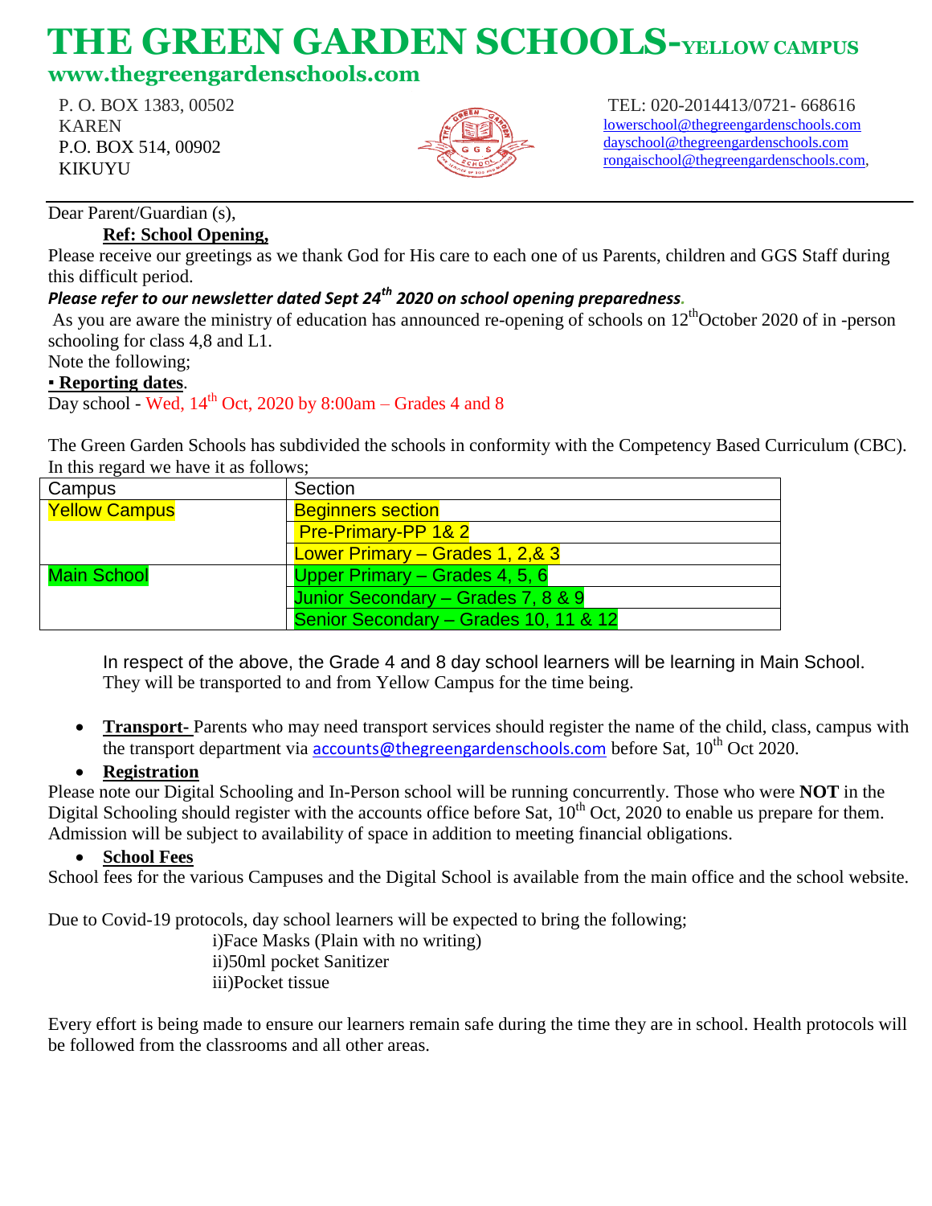# THE GREEN GARDEN SCHOOLS-YELLOW CAMPUS

**www.thegreengardenschools.com**

P. O. BOX 1383, 00502
KAREN
P.O. BOX 514, 00902
KIKUYU

TEL: 020-2014413/0721- 668616
lowerschool@thegreengardenschools.com
dayschool@thegreengardenschools.com
rongaischool@thegreengardenschools.com,

Dear Parent/Guardian (s),

**Ref: School Opening,**

Please receive our greetings as we thank God for His care to each one of us Parents, children and GGS Staff during this difficult period.

***Please refer to our newsletter dated Sept 24th 2020 on school opening preparedness.***

As you are aware the ministry of education has announced re-opening of schools on 12th October 2020 of in -person schooling for class 4,8 and L1.

Note the following;

**▪ Reporting dates**.

Day school - Wed, 14th Oct, 2020 by 8:00am – Grades 4 and 8

The Green Garden Schools has subdivided the schools in conformity with the Competency Based Curriculum (CBC). In this regard we have it as follows;

| Campus | Section |
|---|---|
| Yellow Campus | Beginners section |
| | Pre-Primary-PP 1& 2 |
| | Lower Primary – Grades 1, 2,& 3 |
| Main School | Upper Primary – Grades 4, 5, 6 |
| | Junior Secondary – Grades 7, 8 & 9 |
| | Senior Secondary – Grades 10, 11 & 12 |

In respect of the above, the Grade 4 and 8 day school learners will be learning in Main School. They will be transported to and from Yellow Campus for the time being.

- **Transport-** Parents who may need transport services should register the name of the child, class, campus with the transport department via accounts@thegreengardenschools.com before Sat, 10th Oct 2020.
- **Registration**

Please note our Digital Schooling and In-Person school will be running concurrently. Those who were **NOT** in the Digital Schooling should register with the accounts office before Sat, 10th Oct, 2020 to enable us prepare for them. Admission will be subject to availability of space in addition to meeting financial obligations.

- **School Fees**

School fees for the various Campuses and the Digital School is available from the main office and the school website.

Due to Covid-19 protocols, day school learners will be expected to bring the following;

i)Face Masks (Plain with no writing)
ii)50ml pocket Sanitizer
iii)Pocket tissue

Every effort is being made to ensure our learners remain safe during the time they are in school. Health protocols will be followed from the classrooms and all other areas.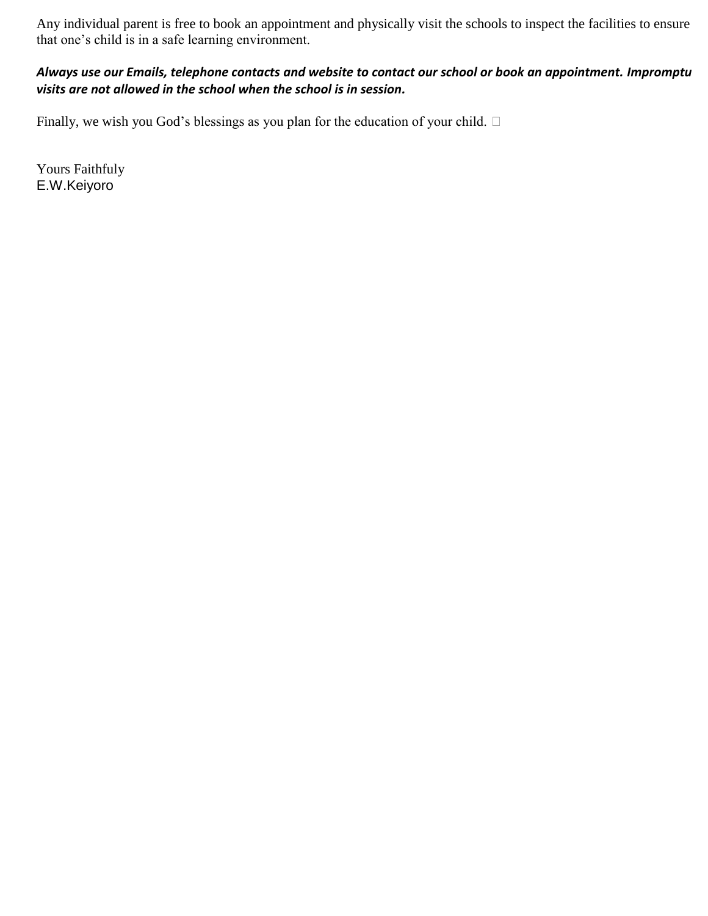Any individual parent is free to book an appointment and physically visit the schools to inspect the facilities to ensure that one's child is in a safe learning environment.

***Always use our Emails, telephone contacts and website to contact our school or book an appointment. Impromptu visits are not allowed in the school when the school is in session.***

Finally, we wish you God's blessings as you plan for the education of your child. 

Yours Faithfuly
E.W.Keiyoro